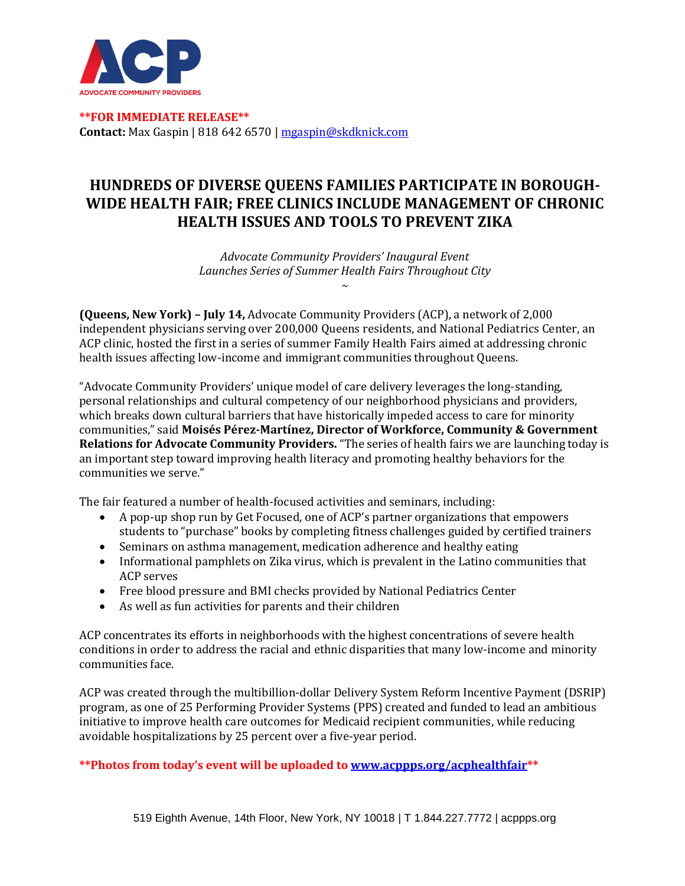ACP

ADVOCATE COMMUNITY PROVIDERS

**\*\*FOR IMMEDIATE RELEASE\*\***

**Contact:** Max Gaspin | 818 642 6570 | mgaspin@skdknick.com

# HUNDREDS OF DIVERSE QUEENS FAMILIES PARTICIPATE IN BOROUGH-WIDE HEALTH FAIR; FREE CLINICS INCLUDE MANAGEMENT OF CHRONIC HEALTH ISSUES AND TOOLS TO PREVENT ZIKA

*Advocate Community Providers' Inaugural Event*
*Launches Series of Summer Health Fairs Throughout City*

~

**(Queens, New York) – July 14,** Advocate Community Providers (ACP), a network of 2,000 independent physicians serving over 200,000 Queens residents, and National Pediatrics Center, an ACP clinic, hosted the first in a series of summer Family Health Fairs aimed at addressing chronic health issues affecting low-income and immigrant communities throughout Queens.

"Advocate Community Providers' unique model of care delivery leverages the long-standing, personal relationships and cultural competency of our neighborhood physicians and providers, which breaks down cultural barriers that have historically impeded access to care for minority communities," said **Moisés Pérez-Martínez, Director of Workforce, Community & Government Relations for Advocate Community Providers.** "The series of health fairs we are launching today is an important step toward improving health literacy and promoting healthy behaviors for the communities we serve."

The fair featured a number of health-focused activities and seminars, including:

- A pop-up shop run by Get Focused, one of ACP's partner organizations that empowers students to "purchase" books by completing fitness challenges guided by certified trainers
- Seminars on asthma management, medication adherence and healthy eating
- Informational pamphlets on Zika virus, which is prevalent in the Latino communities that ACP serves
- Free blood pressure and BMI checks provided by National Pediatrics Center
- As well as fun activities for parents and their children

ACP concentrates its efforts in neighborhoods with the highest concentrations of severe health conditions in order to address the racial and ethnic disparities that many low-income and minority communities face.

ACP was created through the multibillion-dollar Delivery System Reform Incentive Payment (DSRIP) program, as one of 25 Performing Provider Systems (PPS) created and funded to lead an ambitious initiative to improve health care outcomes for Medicaid recipient communities, while reducing avoidable hospitalizations by 25 percent over a five-year period.

**\*\*Photos from today's event will be uploaded to www.acppps.org/acphealthfair\*\***

519 Eighth Avenue, 14th Floor, New York, NY 10018 | T 1.844.227.7772 | acppps.org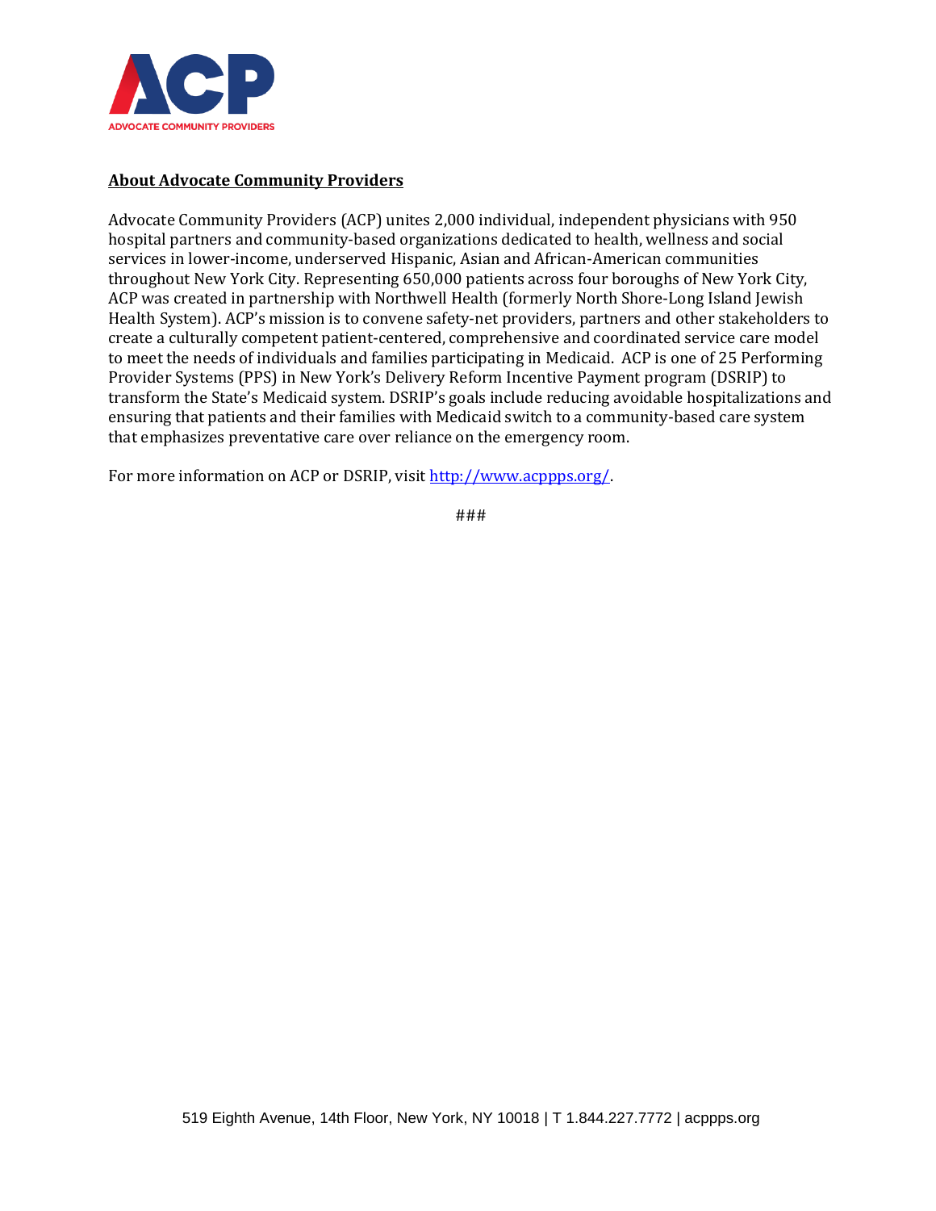## About Advocate Community Providers

Advocate Community Providers (ACP) unites 2,000 individual, independent physicians with 950 hospital partners and community-based organizations dedicated to health, wellness and social services in lower-income, underserved Hispanic, Asian and African-American communities throughout New York City. Representing 650,000 patients across four boroughs of New York City, ACP was created in partnership with Northwell Health (formerly North Shore-Long Island Jewish Health System). ACP's mission is to convene safety-net providers, partners and other stakeholders to create a culturally competent patient-centered, comprehensive and coordinated service care model to meet the needs of individuals and families participating in Medicaid. ACP is one of 25 Performing Provider Systems (PPS) in New York's Delivery Reform Incentive Payment program (DSRIP) to transform the State's Medicaid system. DSRIP's goals include reducing avoidable hospitalizations and ensuring that patients and their families with Medicaid switch to a community-based care system that emphasizes preventative care over reliance on the emergency room.

For more information on ACP or DSRIP, visit [http://www.acppps.org/](http://www.acppps.org/).

###